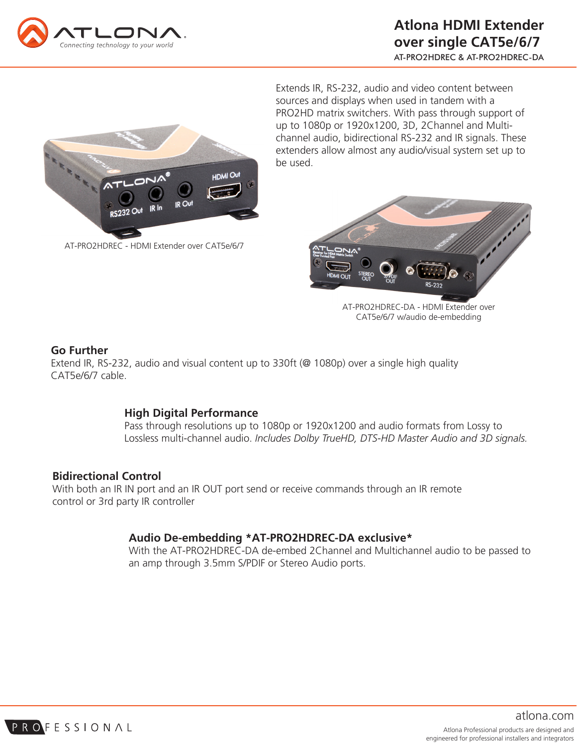# Atlona HDMI Extender over single CAT5e/6/7

AT-PRO2HDREC & AT-PRO2HDREC-DA

Extends IR, RS-232, audio and video content between sources and displays when used in tandem with a PRO2HD matrix switchers. With pass through support of up to 1080p or 1920x1200, 3D, 2Channel and Multi-channel audio, bidirectional RS-232 and IR signals. These extenders allow almost any audio/visual system set up to be used.

AT-PRO2HDREC - HDMI Extender over CAT5e/6/7

AT-PRO2HDREC-DA - HDMI Extender over CAT5e/6/7 w/audio de-embedding

## Go Further

Extend IR, RS-232, audio and visual content up to 330ft (@ 1080p) over a single high quality CAT5e/6/7 cable.

## High Digital Performance

Pass through resolutions up to 1080p or 1920x1200 and audio formats from Lossy to Lossless multi-channel audio. *Includes Dolby TrueHD, DTS-HD Master Audio and 3D signals.*

## Bidirectional Control

With both an IR IN port and an IR OUT port send or receive commands through an IR remote control or 3rd party IR controller

## Audio De-embedding *AT-PRO2HDREC-DA exclusive*

With the AT-PRO2HDREC-DA de-embed 2Channel and Multichannel audio to be passed to an amp through 3.5mm S/PDIF or Stereo Audio ports.

atlona.com

Atlona Professional products are designed and engineered for professional installers and integrators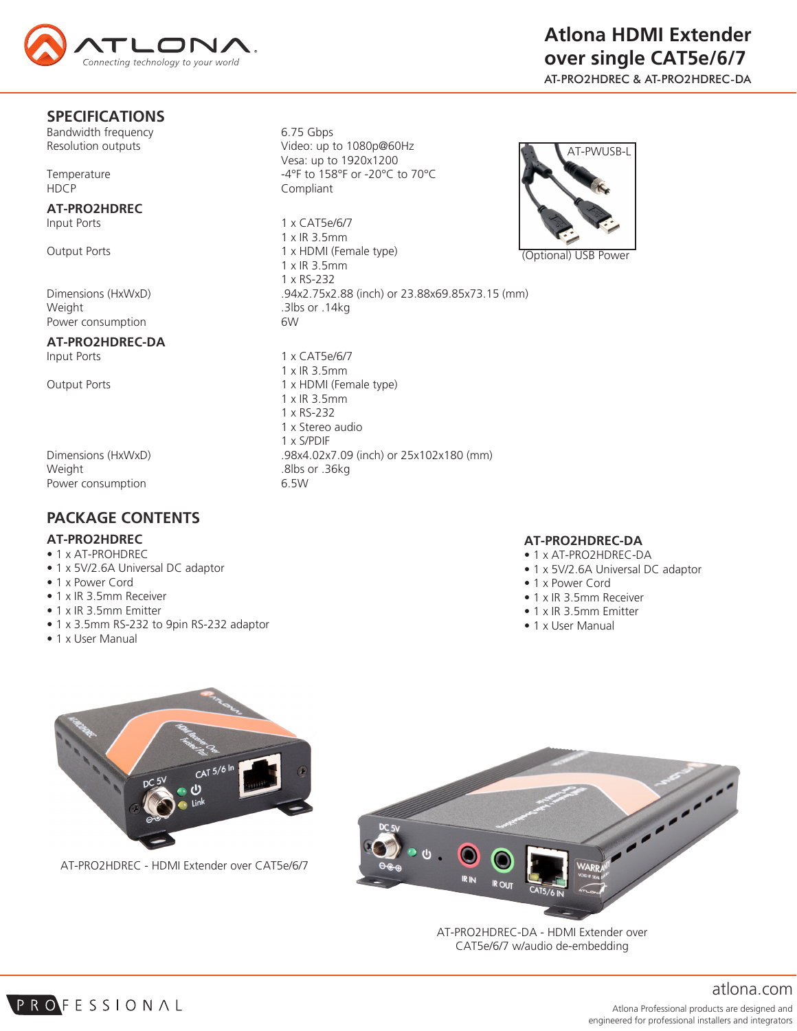Atlona HDMI Extender over single CAT5e/6/7

AT-PRO2HDREC & AT-PRO2HDREC-DA

## SPECIFICATIONS

| | |
|---|---|
| Bandwidth frequency | 6.75 Gbps |
| Resolution outputs | Video: up to 1080p@60Hz<br>Vesa: up to 1920x1200 |
| Temperature | -4°F to 158°F or -20°C to 70°C |
| HDCP | Compliant |

### AT-PRO2HDREC

| | |
|---|---|
| Input Ports | 1 x CAT5e/6/7<br>1 x IR 3.5mm |
| Output Ports | 1 x HDMI (Female type)<br>1 x IR 3.5mm<br>1 x RS-232 |
| Dimensions (HxWxD) | .94x2.75x2.88 (inch) or 23.88x69.85x73.15 (mm) |
| Weight | .3lbs or .14kg |
| Power consumption | 6W |

### AT-PRO2HDREC-DA

| | |
|---|---|
| Input Ports | 1 x CAT5e/6/7<br>1 x IR 3.5mm |
| Output Ports | 1 x HDMI (Female type)<br>1 x IR 3.5mm<br>1 x RS-232<br>1 x Stereo audio<br>1 x S/PDIF |
| Dimensions (HxWxD) | .98x4.02x7.09 (inch) or 25x102x180 (mm) |
| Weight | .8lbs or .36kg |
| Power consumption | 6.5W |

AT-PWUSB-L

(Optional) USB Power

## PACKAGE CONTENTS

### AT-PRO2HDREC

- 1 x AT-PROHDREC
- 1 x 5V/2.6A Universal DC adaptor
- 1 x Power Cord
- 1 x IR 3.5mm Receiver
- 1 x IR 3.5mm Emitter
- 1 x 3.5mm RS-232 to 9pin RS-232 adaptor
- 1 x User Manual

### AT-PRO2HDREC-DA

- 1 x AT-PRO2HDREC-DA
- 1 x 5V/2.6A Universal DC adaptor
- 1 x Power Cord
- 1 x IR 3.5mm Receiver
- 1 x IR 3.5mm Emitter
- 1 x User Manual

AT-PRO2HDREC - HDMI Extender over CAT5e/6/7

AT-PRO2HDREC-DA - HDMI Extender over CAT5e/6/7 w/audio de-embedding

atlona.com

Atlona Professional products are designed and engineered for professional installers and integrators